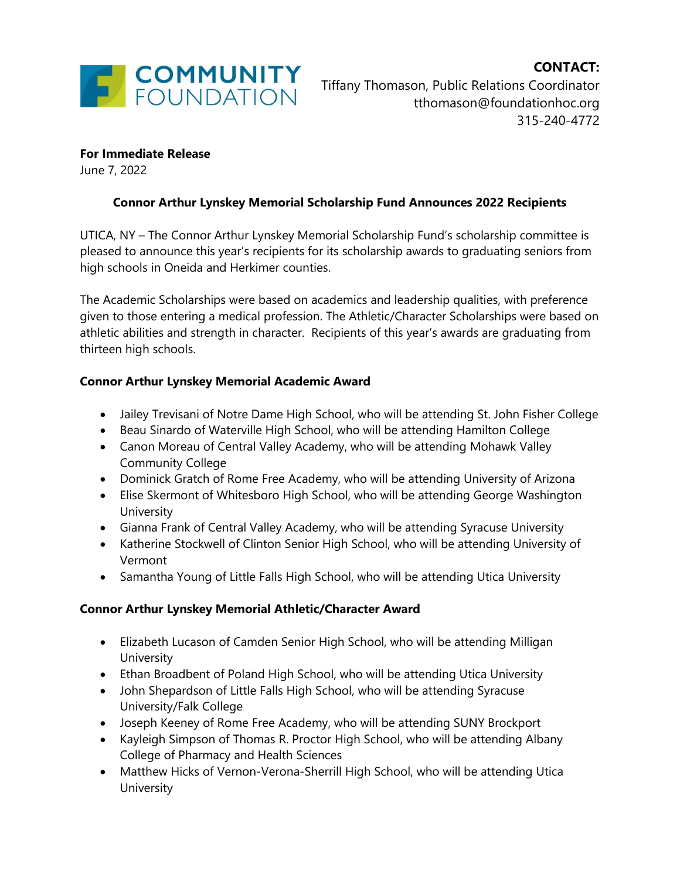COMMUNITY FOUNDATION

**CONTACT:**
Tiffany Thomason, Public Relations Coordinator
tthomason@foundationhoc.org
315-240-4772

**For Immediate Release**
June 7, 2022

## Connor Arthur Lynskey Memorial Scholarship Fund Announces 2022 Recipients

UTICA, NY – The Connor Arthur Lynskey Memorial Scholarship Fund's scholarship committee is pleased to announce this year's recipients for its scholarship awards to graduating seniors from high schools in Oneida and Herkimer counties.

The Academic Scholarships were based on academics and leadership qualities, with preference given to those entering a medical profession. The Athletic/Character Scholarships were based on athletic abilities and strength in character. Recipients of this year's awards are graduating from thirteen high schools.

### Connor Arthur Lynskey Memorial Academic Award

- Jailey Trevisani of Notre Dame High School, who will be attending St. John Fisher College
- Beau Sinardo of Waterville High School, who will be attending Hamilton College
- Canon Moreau of Central Valley Academy, who will be attending Mohawk Valley Community College
- Dominick Gratch of Rome Free Academy, who will be attending University of Arizona
- Elise Skermont of Whitesboro High School, who will be attending George Washington University
- Gianna Frank of Central Valley Academy, who will be attending Syracuse University
- Katherine Stockwell of Clinton Senior High School, who will be attending University of Vermont
- Samantha Young of Little Falls High School, who will be attending Utica University

### Connor Arthur Lynskey Memorial Athletic/Character Award

- Elizabeth Lucason of Camden Senior High School, who will be attending Milligan University
- Ethan Broadbent of Poland High School, who will be attending Utica University
- John Shepardson of Little Falls High School, who will be attending Syracuse University/Falk College
- Joseph Keeney of Rome Free Academy, who will be attending SUNY Brockport
- Kayleigh Simpson of Thomas R. Proctor High School, who will be attending Albany College of Pharmacy and Health Sciences
- Matthew Hicks of Vernon-Verona-Sherrill High School, who will be attending Utica University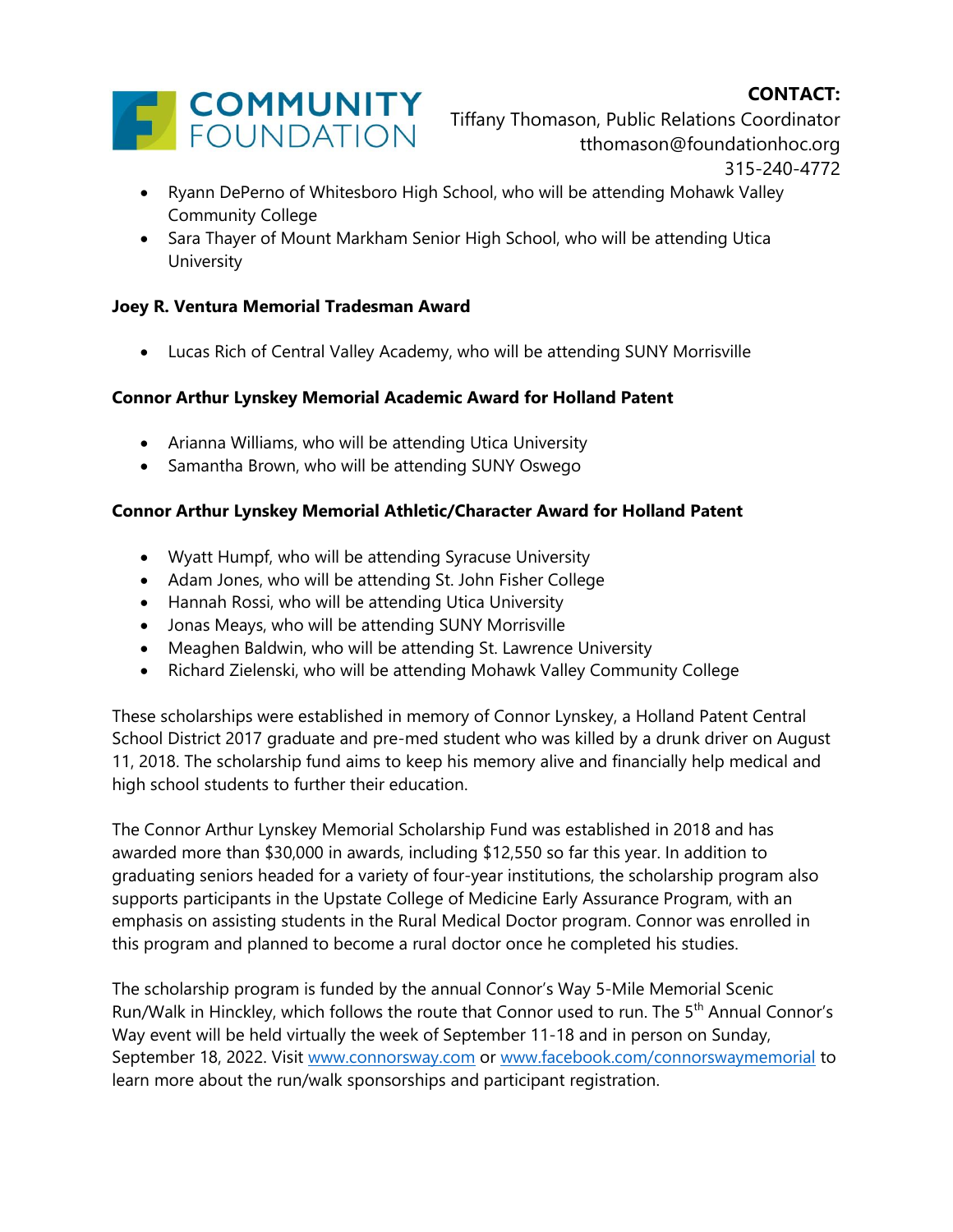- Ryann DePerno of Whitesboro High School, who will be attending Mohawk Valley Community College
- Sara Thayer of Mount Markham Senior High School, who will be attending Utica University

**Joey R. Ventura Memorial Tradesman Award**

- Lucas Rich of Central Valley Academy, who will be attending SUNY Morrisville

**Connor Arthur Lynskey Memorial Academic Award for Holland Patent**

- Arianna Williams, who will be attending Utica University
- Samantha Brown, who will be attending SUNY Oswego

**Connor Arthur Lynskey Memorial Athletic/Character Award for Holland Patent**

- Wyatt Humpf, who will be attending Syracuse University
- Adam Jones, who will be attending St. John Fisher College
- Hannah Rossi, who will be attending Utica University
- Jonas Meays, who will be attending SUNY Morrisville
- Meaghen Baldwin, who will be attending St. Lawrence University
- Richard Zielenski, who will be attending Mohawk Valley Community College

These scholarships were established in memory of Connor Lynskey, a Holland Patent Central School District 2017 graduate and pre-med student who was killed by a drunk driver on August 11, 2018. The scholarship fund aims to keep his memory alive and financially help medical and high school students to further their education.

The Connor Arthur Lynskey Memorial Scholarship Fund was established in 2018 and has awarded more than $30,000 in awards, including $12,550 so far this year. In addition to graduating seniors headed for a variety of four-year institutions, the scholarship program also supports participants in the Upstate College of Medicine Early Assurance Program, with an emphasis on assisting students in the Rural Medical Doctor program. Connor was enrolled in this program and planned to become a rural doctor once he completed his studies.

The scholarship program is funded by the annual Connor's Way 5-Mile Memorial Scenic Run/Walk in Hinckley, which follows the route that Connor used to run. The 5th Annual Connor's Way event will be held virtually the week of September 11-18 and in person on Sunday, September 18, 2022. Visit www.connorsway.com or www.facebook.com/connorswaymemorial to learn more about the run/walk sponsorships and participant registration.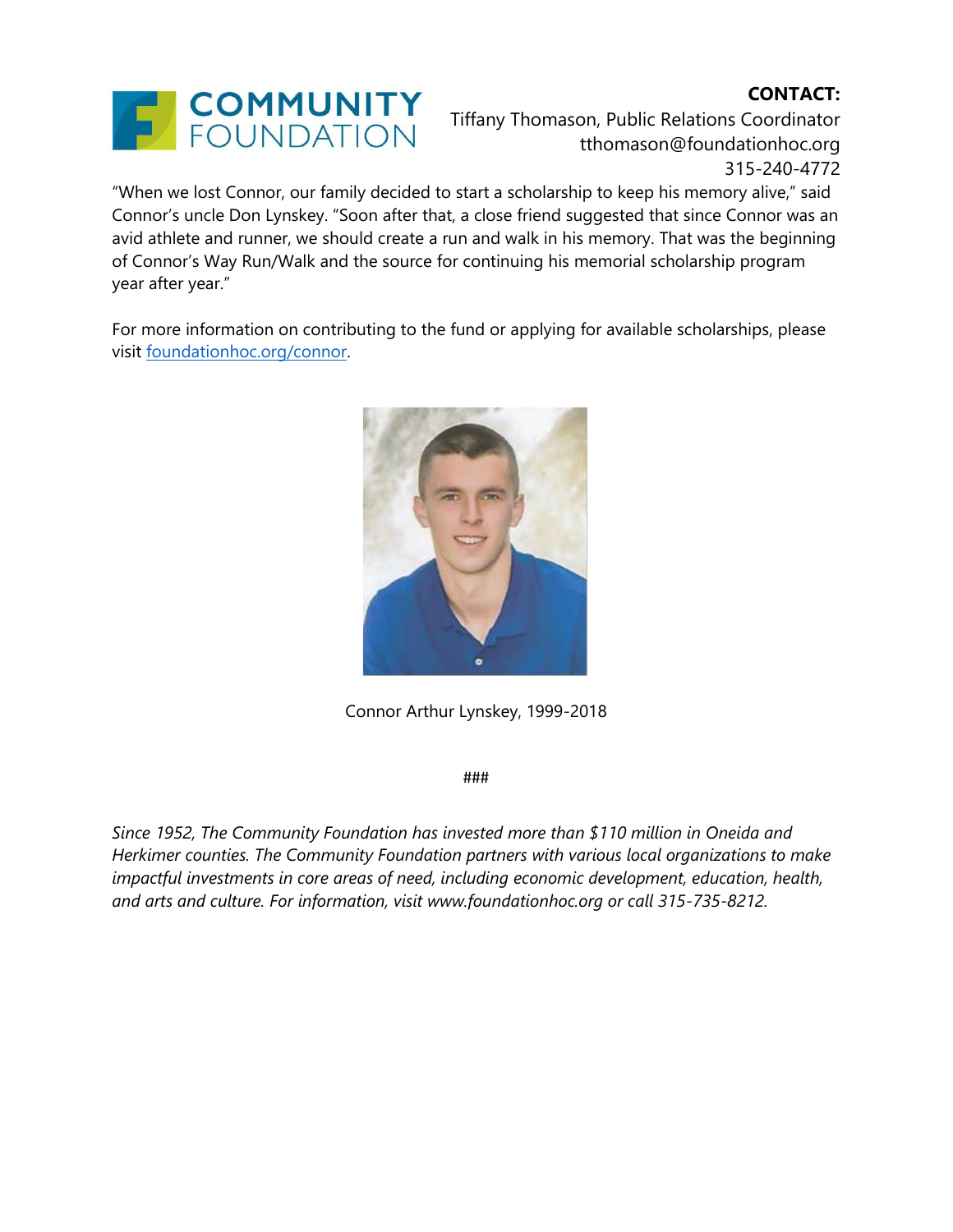COMMUNITY FOUNDATION

**CONTACT:**
Tiffany Thomason, Public Relations Coordinator
tthomason@foundationhoc.org
315-240-4772

"When we lost Connor, our family decided to start a scholarship to keep his memory alive," said Connor's uncle Don Lynskey. "Soon after that, a close friend suggested that since Connor was an avid athlete and runner, we should create a run and walk in his memory. That was the beginning of Connor's Way Run/Walk and the source for continuing his memorial scholarship program year after year."

For more information on contributing to the fund or applying for available scholarships, please visit [foundationhoc.org/connor](foundationhoc.org/connor).

Connor Arthur Lynskey, 1999-2018

###

*Since 1952, The Community Foundation has invested more than $110 million in Oneida and Herkimer counties. The Community Foundation partners with various local organizations to make impactful investments in core areas of need, including economic development, education, health, and arts and culture. For information, visit www.foundationhoc.org or call 315-735-8212.*